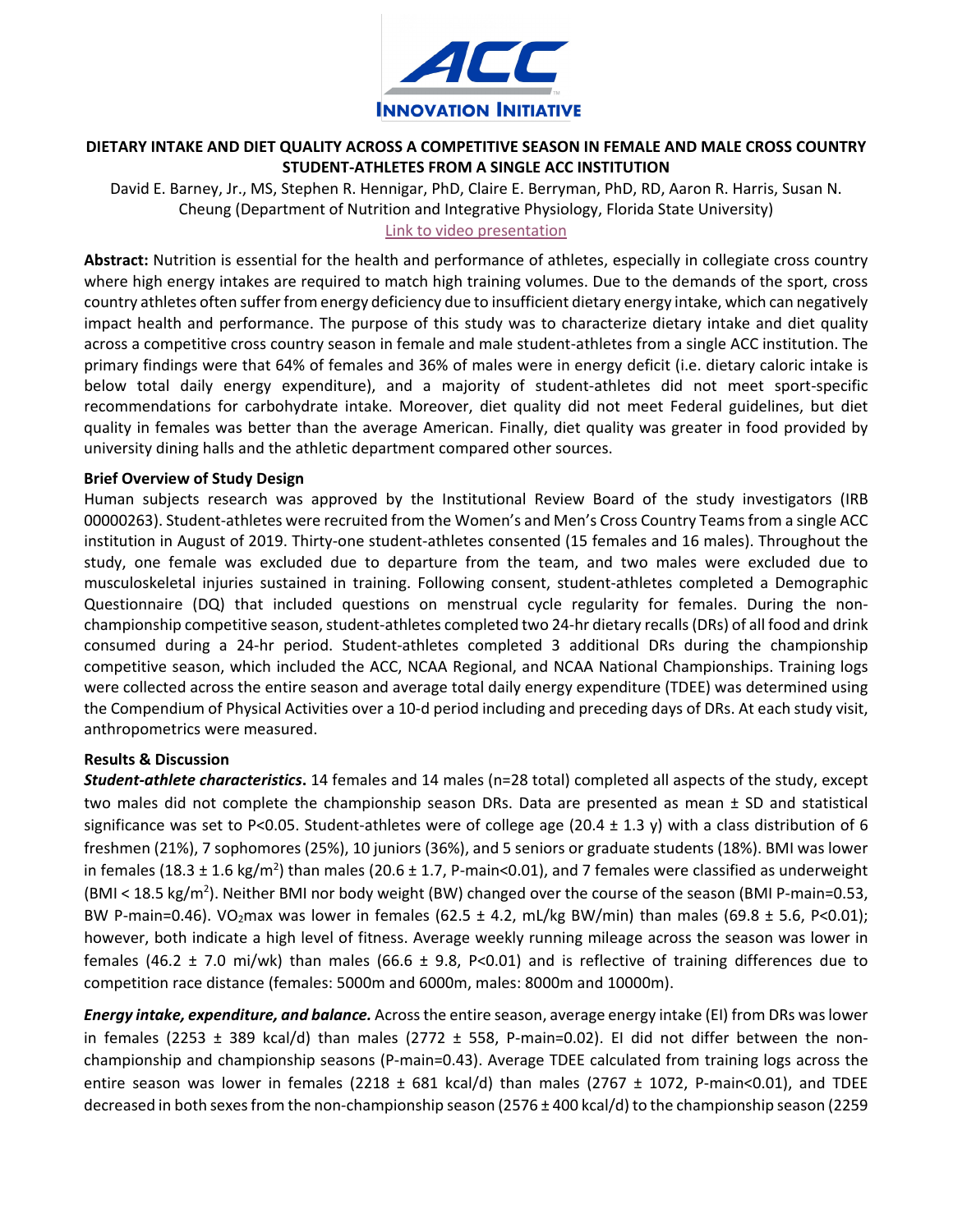# DIETARY INTAKE AND DIET QUALITY ACROSS A COMPETITIVE SEASON IN FEMALE AND MALE CROSS COUNTRY STUDENT-ATHLETES FROM A SINGLE ACC INSTITUTION

David E. Barney, Jr., MS, Stephen R. Hennigar, PhD, Claire E. Berryman, PhD, RD, Aaron R. Harris, Susan N. Cheung (Department of Nutrition and Integrative Physiology, Florida State University)

Link to video presentation

**Abstract:** Nutrition is essential for the health and performance of athletes, especially in collegiate cross country where high energy intakes are required to match high training volumes. Due to the demands of the sport, cross country athletes often suffer from energy deficiency due to insufficient dietary energy intake, which can negatively impact health and performance. The purpose of this study was to characterize dietary intake and diet quality across a competitive cross country season in female and male student-athletes from a single ACC institution. The primary findings were that 64% of females and 36% of males were in energy deficit (i.e. dietary caloric intake is below total daily energy expenditure), and a majority of student-athletes did not meet sport-specific recommendations for carbohydrate intake. Moreover, diet quality did not meet Federal guidelines, but diet quality in females was better than the average American. Finally, diet quality was greater in food provided by university dining halls and the athletic department compared other sources.

## Brief Overview of Study Design

Human subjects research was approved by the Institutional Review Board of the study investigators (IRB 00000263). Student-athletes were recruited from the Women's and Men's Cross Country Teams from a single ACC institution in August of 2019. Thirty-one student-athletes consented (15 females and 16 males). Throughout the study, one female was excluded due to departure from the team, and two males were excluded due to musculoskeletal injuries sustained in training. Following consent, student-athletes completed a Demographic Questionnaire (DQ) that included questions on menstrual cycle regularity for females. During the non-championship competitive season, student-athletes completed two 24-hr dietary recalls (DRs) of all food and drink consumed during a 24-hr period. Student-athletes completed 3 additional DRs during the championship competitive season, which included the ACC, NCAA Regional, and NCAA National Championships. Training logs were collected across the entire season and average total daily energy expenditure (TDEE) was determined using the Compendium of Physical Activities over a 10-d period including and preceding days of DRs. At each study visit, anthropometrics were measured.

## Results & Discussion

***Student-athlete characteristics*.** 14 females and 14 males (n=28 total) completed all aspects of the study, except two males did not complete the championship season DRs. Data are presented as mean ± SD and statistical significance was set to $P<0.05$. Student-athletes were of college age (20.4 ± 1.3 y) with a class distribution of 6 freshmen (21%), 7 sophomores (25%), 10 juniors (36%), and 5 seniors or graduate students (18%). BMI was lower in females (18.3 ± 1.6 kg/m$^2$) than males (20.6 ± 1.7, P-main<0.01), and 7 females were classified as underweight (BMI < 18.5 kg/m$^2$). Neither BMI nor body weight (BW) changed over the course of the season (BMI P-main=0.53, BW P-main=0.46). $VO_2$max was lower in females (62.5 ± 4.2, mL/kg BW/min) than males (69.8 ± 5.6, $P<0.01$); however, both indicate a high level of fitness. Average weekly running mileage across the season was lower in females (46.2 ± 7.0 mi/wk) than males (66.6 ± 9.8, $P<0.01$) and is reflective of training differences due to competition race distance (females: 5000m and 6000m, males: 8000m and 10000m).

***Energy intake, expenditure, and balance.*** Across the entire season, average energy intake (EI) from DRs was lower in females (2253 ± 389 kcal/d) than males (2772 ± 558, P-main=0.02). EI did not differ between the non-championship and championship seasons (P-main=0.43). Average TDEE calculated from training logs across the entire season was lower in females (2218 ± 681 kcal/d) than males (2767 ± 1072, P-main<0.01), and TDEE decreased in both sexes from the non-championship season (2576 ± 400 kcal/d) to the championship season (2259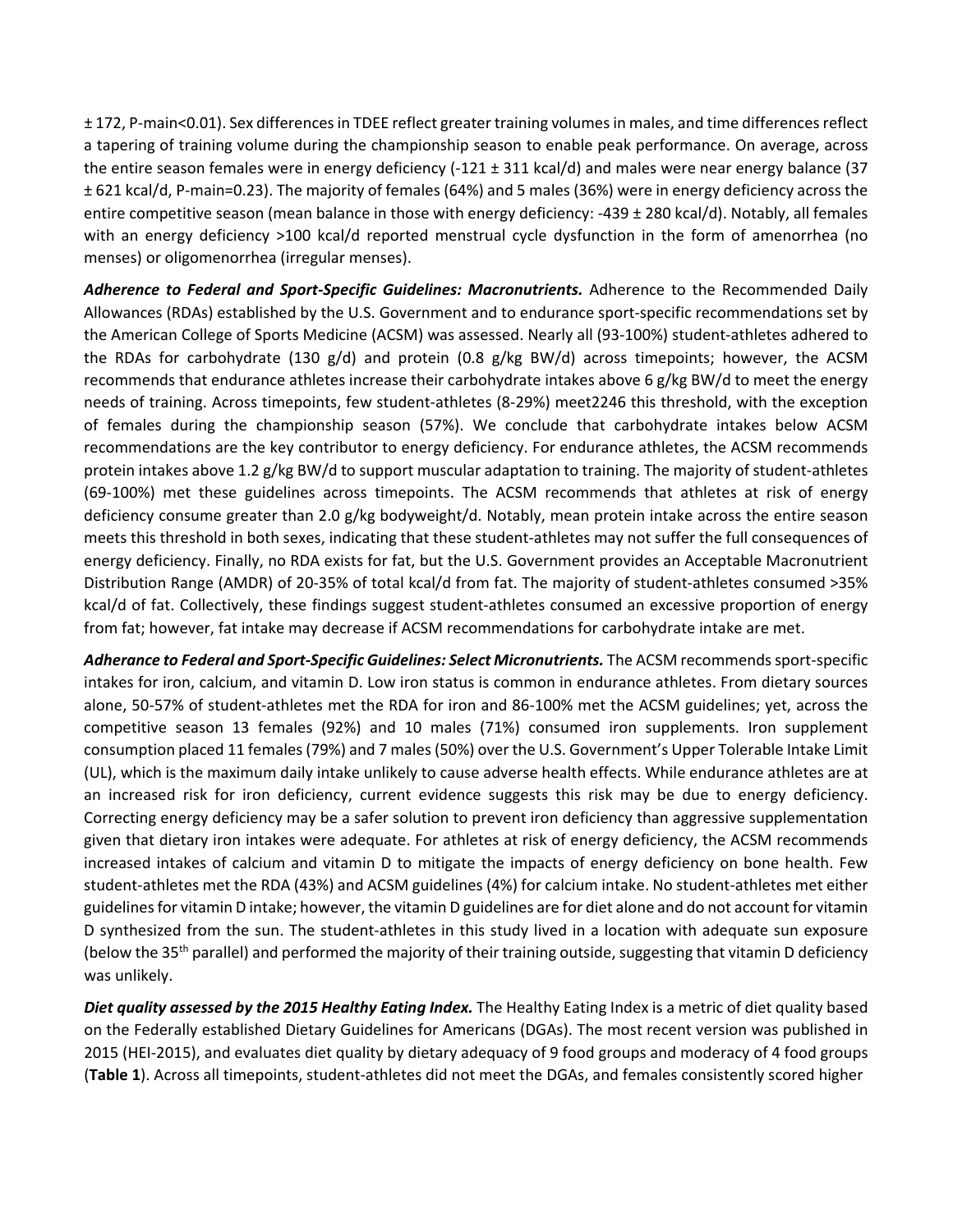± 172, P-main<0.01). Sex differences in TDEE reflect greater training volumes in males, and time differences reflect a tapering of training volume during the championship season to enable peak performance. On average, across the entire season females were in energy deficiency (-121 ± 311 kcal/d) and males were near energy balance (37 ± 621 kcal/d, P-main=0.23). The majority of females (64%) and 5 males (36%) were in energy deficiency across the entire competitive season (mean balance in those with energy deficiency: -439 ± 280 kcal/d). Notably, all females with an energy deficiency >100 kcal/d reported menstrual cycle dysfunction in the form of amenorrhea (no menses) or oligomenorrhea (irregular menses).

***Adherence to Federal and Sport-Specific Guidelines: Macronutrients.*** Adherence to the Recommended Daily Allowances (RDAs) established by the U.S. Government and to endurance sport-specific recommendations set by the American College of Sports Medicine (ACSM) was assessed. Nearly all (93-100%) student-athletes adhered to the RDAs for carbohydrate (130 g/d) and protein (0.8 g/kg BW/d) across timepoints; however, the ACSM recommends that endurance athletes increase their carbohydrate intakes above 6 g/kg BW/d to meet the energy needs of training. Across timepoints, few student-athletes (8-29%) meet2246 this threshold, with the exception of females during the championship season (57%). We conclude that carbohydrate intakes below ACSM recommendations are the key contributor to energy deficiency. For endurance athletes, the ACSM recommends protein intakes above 1.2 g/kg BW/d to support muscular adaptation to training. The majority of student-athletes (69-100%) met these guidelines across timepoints. The ACSM recommends that athletes at risk of energy deficiency consume greater than 2.0 g/kg bodyweight/d. Notably, mean protein intake across the entire season meets this threshold in both sexes, indicating that these student-athletes may not suffer the full consequences of energy deficiency. Finally, no RDA exists for fat, but the U.S. Government provides an Acceptable Macronutrient Distribution Range (AMDR) of 20-35% of total kcal/d from fat. The majority of student-athletes consumed >35% kcal/d of fat. Collectively, these findings suggest student-athletes consumed an excessive proportion of energy from fat; however, fat intake may decrease if ACSM recommendations for carbohydrate intake are met.

***Adherance to Federal and Sport-Specific Guidelines: Select Micronutrients.*** The ACSM recommends sport-specific intakes for iron, calcium, and vitamin D. Low iron status is common in endurance athletes. From dietary sources alone, 50-57% of student-athletes met the RDA for iron and 86-100% met the ACSM guidelines; yet, across the competitive season 13 females (92%) and 10 males (71%) consumed iron supplements. Iron supplement consumption placed 11 females (79%) and 7 males (50%) over the U.S. Government's Upper Tolerable Intake Limit (UL), which is the maximum daily intake unlikely to cause adverse health effects. While endurance athletes are at an increased risk for iron deficiency, current evidence suggests this risk may be due to energy deficiency. Correcting energy deficiency may be a safer solution to prevent iron deficiency than aggressive supplementation given that dietary iron intakes were adequate. For athletes at risk of energy deficiency, the ACSM recommends increased intakes of calcium and vitamin D to mitigate the impacts of energy deficiency on bone health. Few student-athletes met the RDA (43%) and ACSM guidelines (4%) for calcium intake. No student-athletes met either guidelines for vitamin D intake; however, the vitamin D guidelines are for diet alone and do not account for vitamin D synthesized from the sun. The student-athletes in this study lived in a location with adequate sun exposure (below the 35th parallel) and performed the majority of their training outside, suggesting that vitamin D deficiency was unlikely.

***Diet quality assessed by the 2015 Healthy Eating Index.*** The Healthy Eating Index is a metric of diet quality based on the Federally established Dietary Guidelines for Americans (DGAs). The most recent version was published in 2015 (HEI-2015), and evaluates diet quality by dietary adequacy of 9 food groups and moderacy of 4 food groups (**Table 1**). Across all timepoints, student-athletes did not meet the DGAs, and females consistently scored higher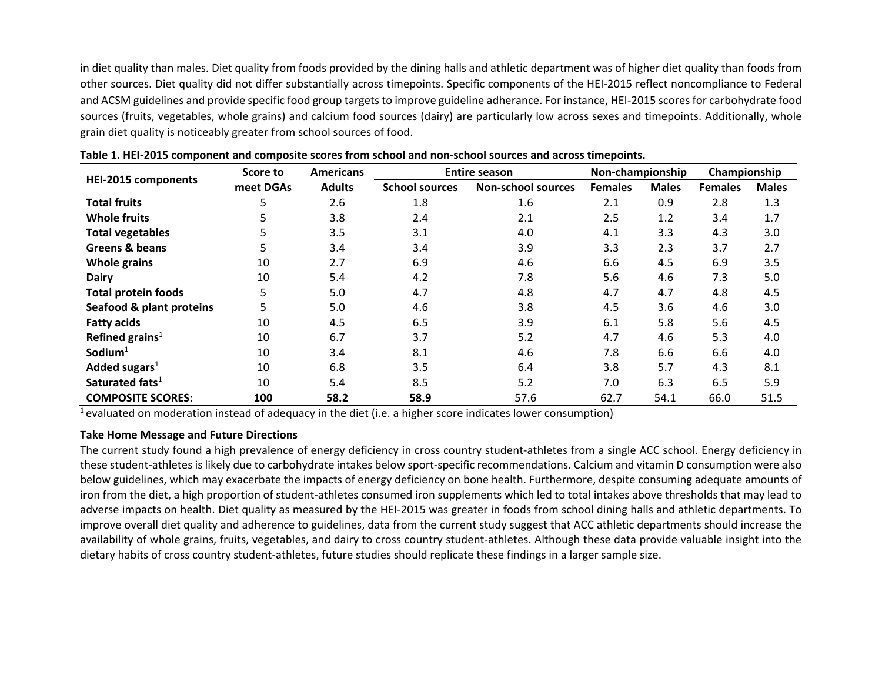in diet quality than males. Diet quality from foods provided by the dining halls and athletic department was of higher diet quality than foods from other sources. Diet quality did not differ substantially across timepoints. Specific components of the HEI-2015 reflect noncompliance to Federal and ACSM guidelines and provide specific food group targets to improve guideline adherance. For instance, HEI-2015 scores for carbohydrate food sources (fruits, vegetables, whole grains) and calcium food sources (dairy) are particularly low across sexes and timepoints. Additionally, whole grain diet quality is noticeably greater from school sources of food.

**Table 1. HEI-2015 component and composite scores from school and non-school sources and across timepoints.**

| HEI-2015 components | Score to meet DGAs | Americans Adults | Entire season | | Non-championship | | Championship | |
|---|---|---|---|---|---|---|---|---|
| | | | School sources | Non-school sources | Females | Males | Females | Males |
| **Total fruits** | 5 | 2.6 | 1.8 | 1.6 | 2.1 | 0.9 | 2.8 | 1.3 |
| **Whole fruits** | 5 | 3.8 | 2.4 | 2.1 | 2.5 | 1.2 | 3.4 | 1.7 |
| **Total vegetables** | 5 | 3.5 | 3.1 | 4.0 | 4.1 | 3.3 | 4.3 | 3.0 |
| **Greens & beans** | 5 | 3.4 | 3.4 | 3.9 | 3.3 | 2.3 | 3.7 | 2.7 |
| **Whole grains** | 10 | 2.7 | 6.9 | 4.6 | 6.6 | 4.5 | 6.9 | 3.5 |
| **Dairy** | 10 | 5.4 | 4.2 | 7.8 | 5.6 | 4.6 | 7.3 | 5.0 |
| **Total protein foods** | 5 | 5.0 | 4.7 | 4.8 | 4.7 | 4.7 | 4.8 | 4.5 |
| **Seafood & plant proteins** | 5 | 5.0 | 4.6 | 3.8 | 4.5 | 3.6 | 4.6 | 3.0 |
| **Fatty acids** | 10 | 4.5 | 6.5 | 3.9 | 6.1 | 5.8 | 5.6 | 4.5 |
| **Refined grains**[1] | 10 | 6.7 | 3.7 | 5.2 | 4.7 | 4.6 | 5.3 | 4.0 |
| **Sodium**[1] | 10 | 3.4 | 8.1 | 4.6 | 7.8 | 6.6 | 6.6 | 4.0 |
| **Added sugars**[1] | 10 | 6.8 | 3.5 | 6.4 | 3.8 | 5.7 | 4.3 | 8.1 |
| **Saturated fats**[1] | 10 | 5.4 | 8.5 | 5.2 | 7.0 | 6.3 | 6.5 | 5.9 |
| **COMPOSITE SCORES:** | **100** | **58.2** | **58.9** | 57.6 | 62.7 | 54.1 | 66.0 | 51.5 |

[1] evaluated on moderation instead of adequacy in the diet (i.e. a higher score indicates lower consumption)

**Take Home Message and Future Directions**

The current study found a high prevalence of energy deficiency in cross country student-athletes from a single ACC school. Energy deficiency in these student-athletes is likely due to carbohydrate intakes below sport-specific recommendations. Calcium and vitamin D consumption were also below guidelines, which may exacerbate the impacts of energy deficiency on bone health. Furthermore, despite consuming adequate amounts of iron from the diet, a high proportion of student-athletes consumed iron supplements which led to total intakes above thresholds that may lead to adverse impacts on health. Diet quality as measured by the HEI-2015 was greater in foods from school dining halls and athletic departments. To improve overall diet quality and adherence to guidelines, data from the current study suggest that ACC athletic departments should increase the availability of whole grains, fruits, vegetables, and dairy to cross country student-athletes. Although these data provide valuable insight into the dietary habits of cross country student-athletes, future studies should replicate these findings in a larger sample size.